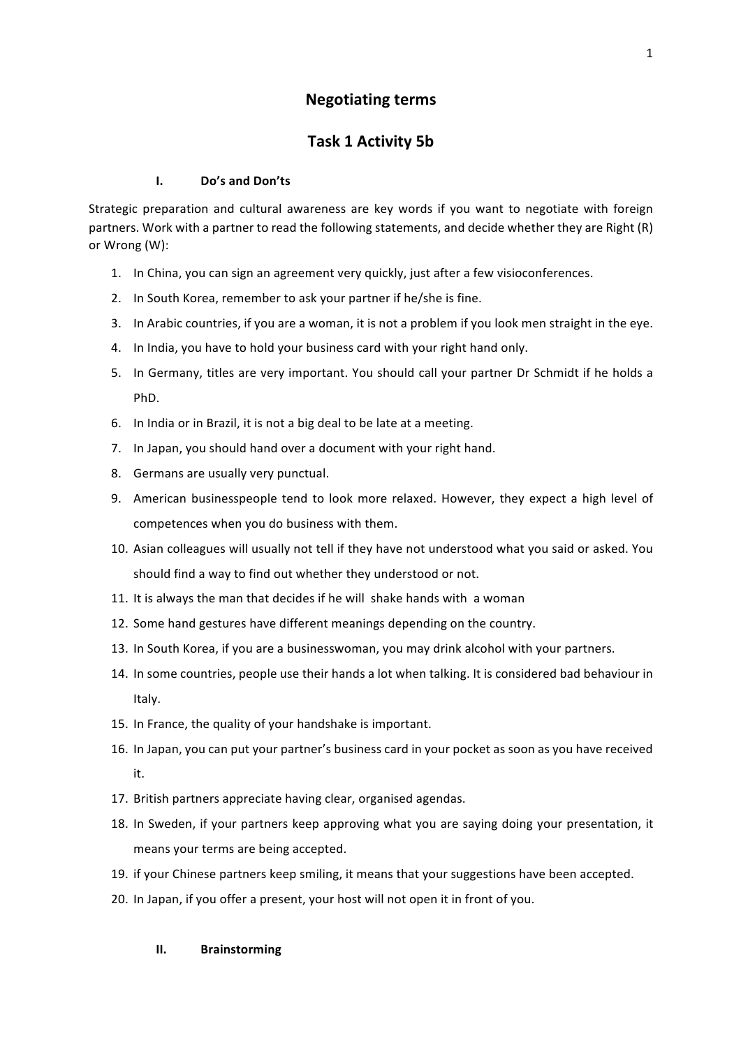# Negotiating terms

## Task 1 Activity 5b

### I. Do's and Don'ts

Strategic preparation and cultural awareness are key words if you want to negotiate with foreign partners. Work with a partner to read the following statements, and decide whether they are Right (R) or Wrong (W):

1. In China, you can sign an agreement very quickly, just after a few visioconferences.
2. In South Korea, remember to ask your partner if he/she is fine.
3. In Arabic countries, if you are a woman, it is not a problem if you look men straight in the eye.
4. In India, you have to hold your business card with your right hand only.
5. In Germany, titles are very important. You should call your partner Dr Schmidt if he holds a PhD.
6. In India or in Brazil, it is not a big deal to be late at a meeting.
7. In Japan, you should hand over a document with your right hand.
8. Germans are usually very punctual.
9. American businesspeople tend to look more relaxed. However, they expect a high level of competences when you do business with them.
10. Asian colleagues will usually not tell if they have not understood what you said or asked. You should find a way to find out whether they understood or not.
11. It is always the man that decides if he will shake hands with a woman
12. Some hand gestures have different meanings depending on the country.
13. In South Korea, if you are a businesswoman, you may drink alcohol with your partners.
14. In some countries, people use their hands a lot when talking. It is considered bad behaviour in Italy.
15. In France, the quality of your handshake is important.
16. In Japan, you can put your partner's business card in your pocket as soon as you have received it.
17. British partners appreciate having clear, organised agendas.
18. In Sweden, if your partners keep approving what you are saying doing your presentation, it means your terms are being accepted.
19. if your Chinese partners keep smiling, it means that your suggestions have been accepted.
20. In Japan, if you offer a present, your host will not open it in front of you.

### II. Brainstorming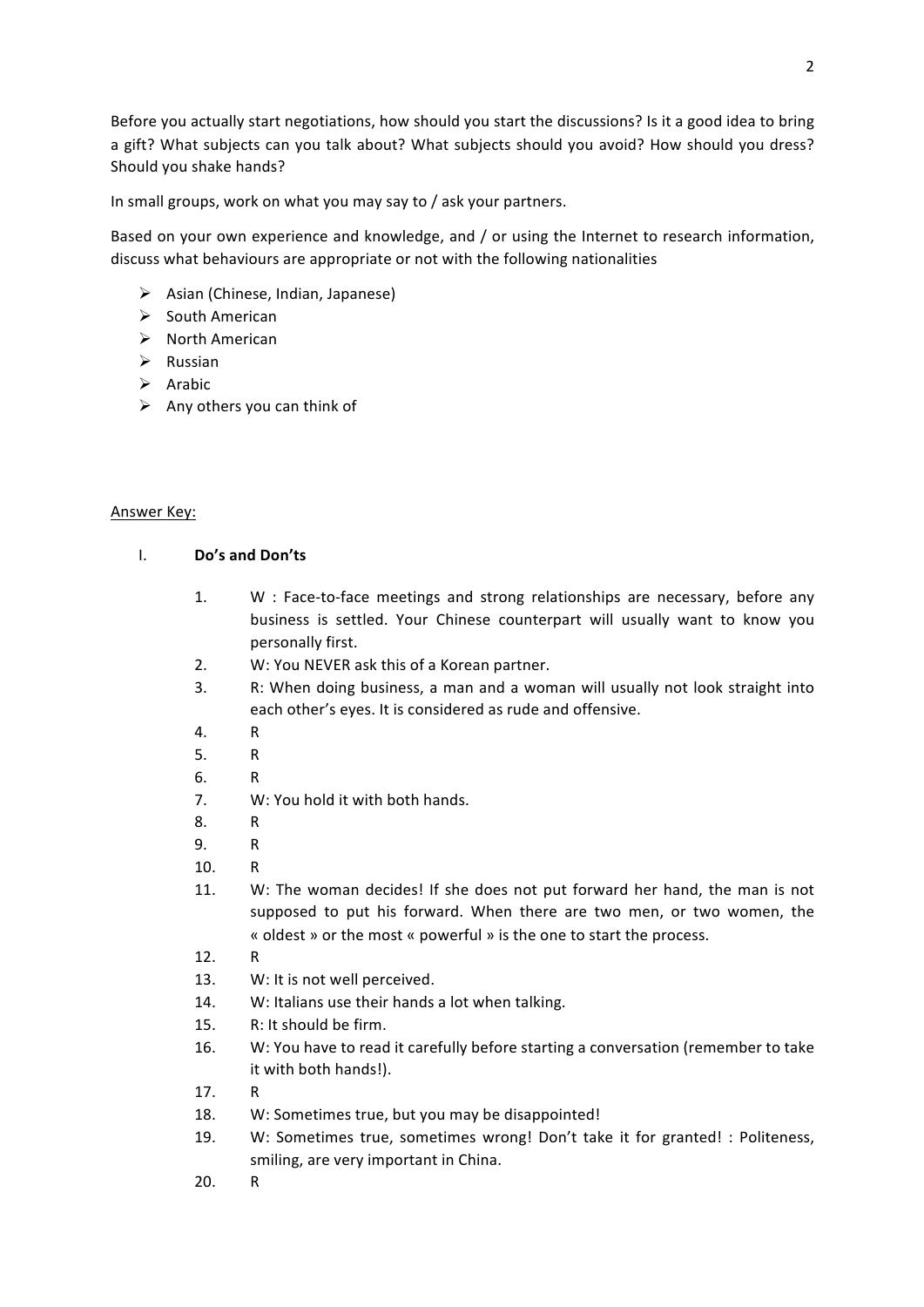Before you actually start negotiations, how should you start the discussions? Is it a good idea to bring a gift? What subjects can you talk about? What subjects should you avoid? How should you dress? Should you shake hands?

In small groups, work on what you may say to / ask your partners.

Based on your own experience and knowledge, and / or using the Internet to research information, discuss what behaviours are appropriate or not with the following nationalities

- Asian (Chinese, Indian, Japanese)
- South American
- North American
- Russian
- Arabic
- Any others you can think of

<u>Answer Key:</u>

I. **Do's and Don'ts**

1. W : Face-to-face meetings and strong relationships are necessary, before any business is settled. Your Chinese counterpart will usually want to know you personally first.
2. W: You NEVER ask this of a Korean partner.
3. R: When doing business, a man and a woman will usually not look straight into each other's eyes. It is considered as rude and offensive.
4. R
5. R
6. R
7. W: You hold it with both hands.
8. R
9. R
10. R
11. W: The woman decides! If she does not put forward her hand, the man is not supposed to put his forward. When there are two men, or two women, the « oldest » or the most « powerful » is the one to start the process.
12. R
13. W: It is not well perceived.
14. W: Italians use their hands a lot when talking.
15. R: It should be firm.
16. W: You have to read it carefully before starting a conversation (remember to take it with both hands!).
17. R
18. W: Sometimes true, but you may be disappointed!
19. W: Sometimes true, sometimes wrong! Don't take it for granted! : Politeness, smiling, are very important in China.
20. R